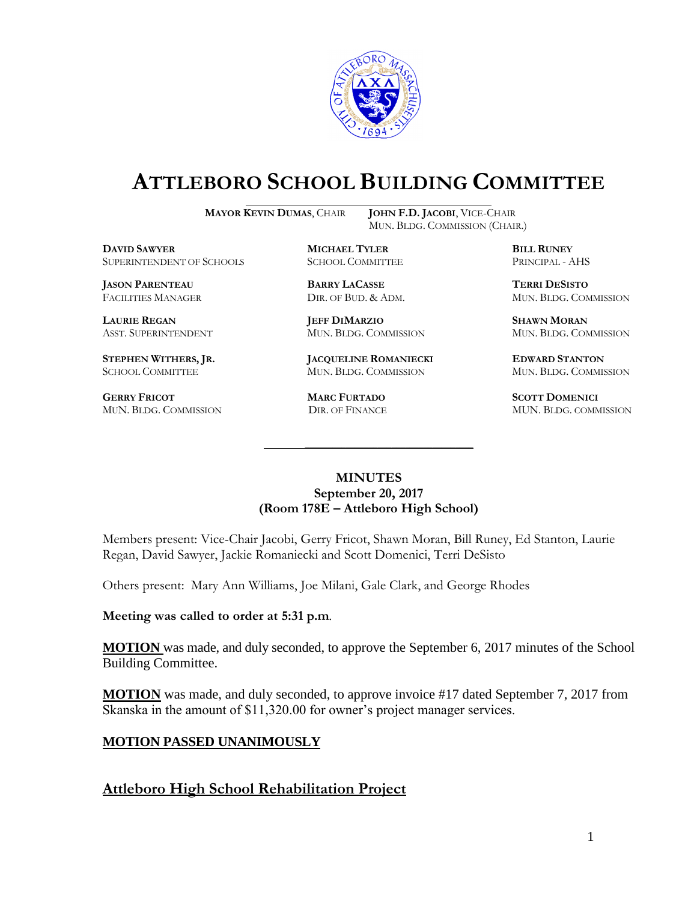# ATTLEBORO SCHOOL BUILDING COMMITTEE

**MAYOR KEVIN DUMAS**, CHAIR

**JOHN F.D. JACOBI**, VICE-CHAIR
MUN. BLDG. COMMISSION (CHAIR.)

**DAVID SAWYER**
SUPERINTENDENT OF SCHOOLS

**MICHAEL TYLER**
SCHOOL COMMITTEE

**BILL RUNEY**
PRINCIPAL - AHS

**JASON PARENTEAU**
FACILITIES MANAGER

**BARRY LACASSE**
DIR. OF BUD. & ADM.

**TERRI DESISTO**
MUN. BLDG. COMMISSION

**LAURIE REGAN**
ASST. SUPERINTENDENT

**JEFF DIMARZIO**
MUN. BLDG. COMMISSION

**SHAWN MORAN**
MUN. BLDG. COMMISSION

**STEPHEN WITHERS, JR.**
SCHOOL COMMITTEE

**JACQUELINE ROMANIECKI**
MUN. BLDG. COMMISSION

**EDWARD STANTON**
MUN. BLDG. COMMISSION

**GERRY FRICOT**
MUN. BLDG. COMMISSION

**MARC FURTADO**
DIR. OF FINANCE

**SCOTT DOMENICI**
MUN. BLDG. COMMISSION

---

**MINUTES**
**September 20, 2017**
**(Room 178E – Attleboro High School)**

Members present: Vice-Chair Jacobi, Gerry Fricot, Shawn Moran, Bill Runey, Ed Stanton, Laurie Regan, David Sawyer, Jackie Romaniecki and Scott Domenici, Terri DeSisto

Others present: Mary Ann Williams, Joe Milani, Gale Clark, and George Rhodes

**Meeting was called to order at 5:31 p.m**.

**MOTION** was made, and duly seconded, to approve the September 6, 2017 minutes of the School Building Committee.

**MOTION** was made, and duly seconded, to approve invoice #17 dated September 7, 2017 from Skanska in the amount of $11,320.00 for owner's project manager services.

**MOTION PASSED UNANIMOUSLY**

## Attleboro High School Rehabilitation Project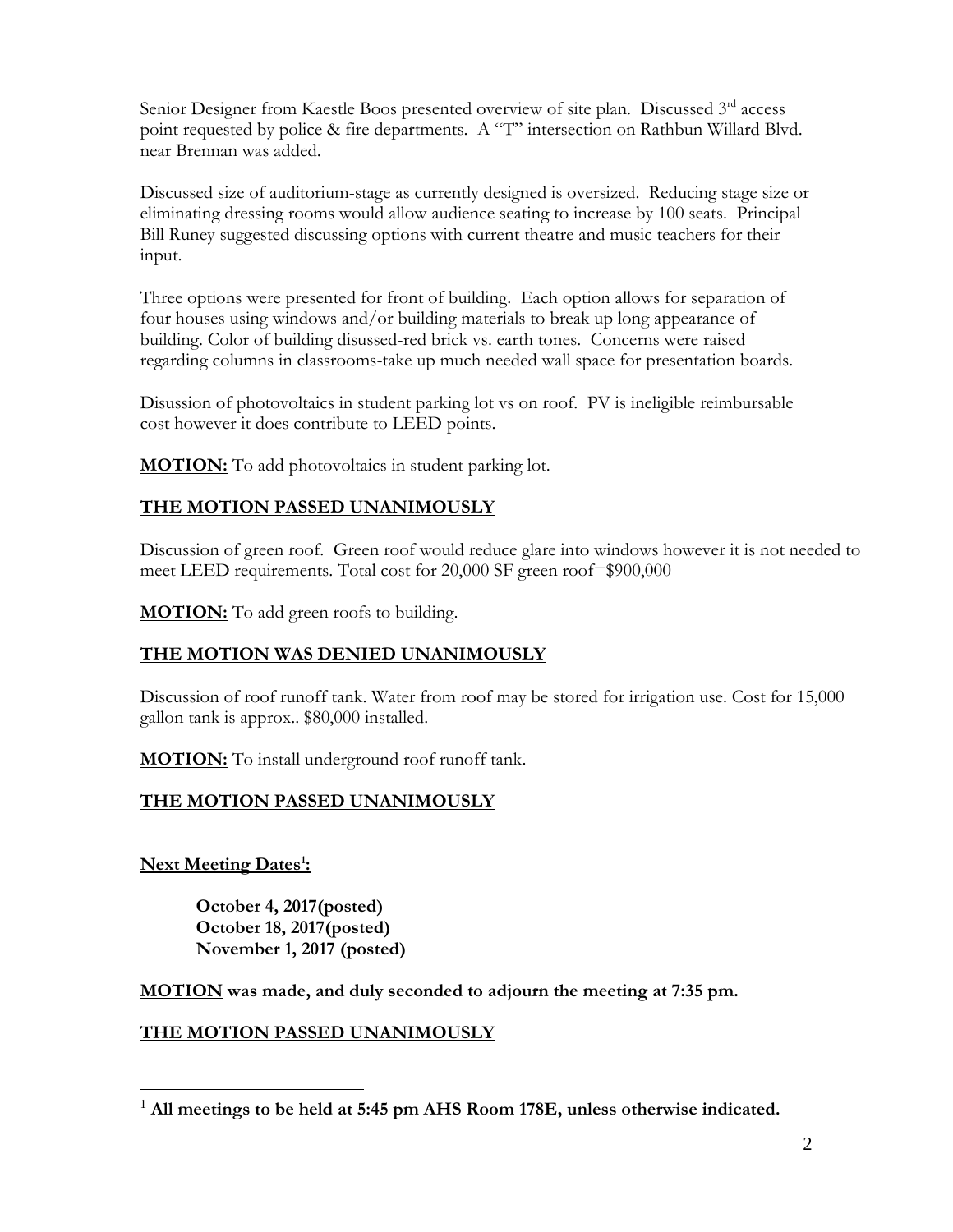Senior Designer from Kaestle Boos presented overview of site plan. Discussed 3rd access point requested by police & fire departments. A "T" intersection on Rathbun Willard Blvd. near Brennan was added.

Discussed size of auditorium-stage as currently designed is oversized. Reducing stage size or eliminating dressing rooms would allow audience seating to increase by 100 seats. Principal Bill Runey suggested discussing options with current theatre and music teachers for their input.

Three options were presented for front of building. Each option allows for separation of four houses using windows and/or building materials to break up long appearance of building. Color of building disussed-red brick vs. earth tones. Concerns were raised regarding columns in classrooms-take up much needed wall space for presentation boards.

Disussion of photovoltaics in student parking lot vs on roof. PV is ineligible reimbursable cost however it does contribute to LEED points.

**MOTION:** To add photovoltaics in student parking lot.

**THE MOTION PASSED UNANIMOUSLY**

Discussion of green roof. Green roof would reduce glare into windows however it is not needed to meet LEED requirements. Total cost for 20,000 SF green roof=$900,000

**MOTION:** To add green roofs to building.

**THE MOTION WAS DENIED UNANIMOUSLY**

Discussion of roof runoff tank. Water from roof may be stored for irrigation use. Cost for 15,000 gallon tank is approx.. $80,000 installed.

**MOTION:** To install underground roof runoff tank.

**THE MOTION PASSED UNANIMOUSLY**

**Next Meeting Dates[1]:**

**October 4, 2017(posted)**
**October 18, 2017(posted)**
**November 1, 2017 (posted)**

**MOTION was made, and duly seconded to adjourn the meeting at 7:35 pm.**

**THE MOTION PASSED UNANIMOUSLY**

---

[1] **All meetings to be held at 5:45 pm AHS Room 178E, unless otherwise indicated.**